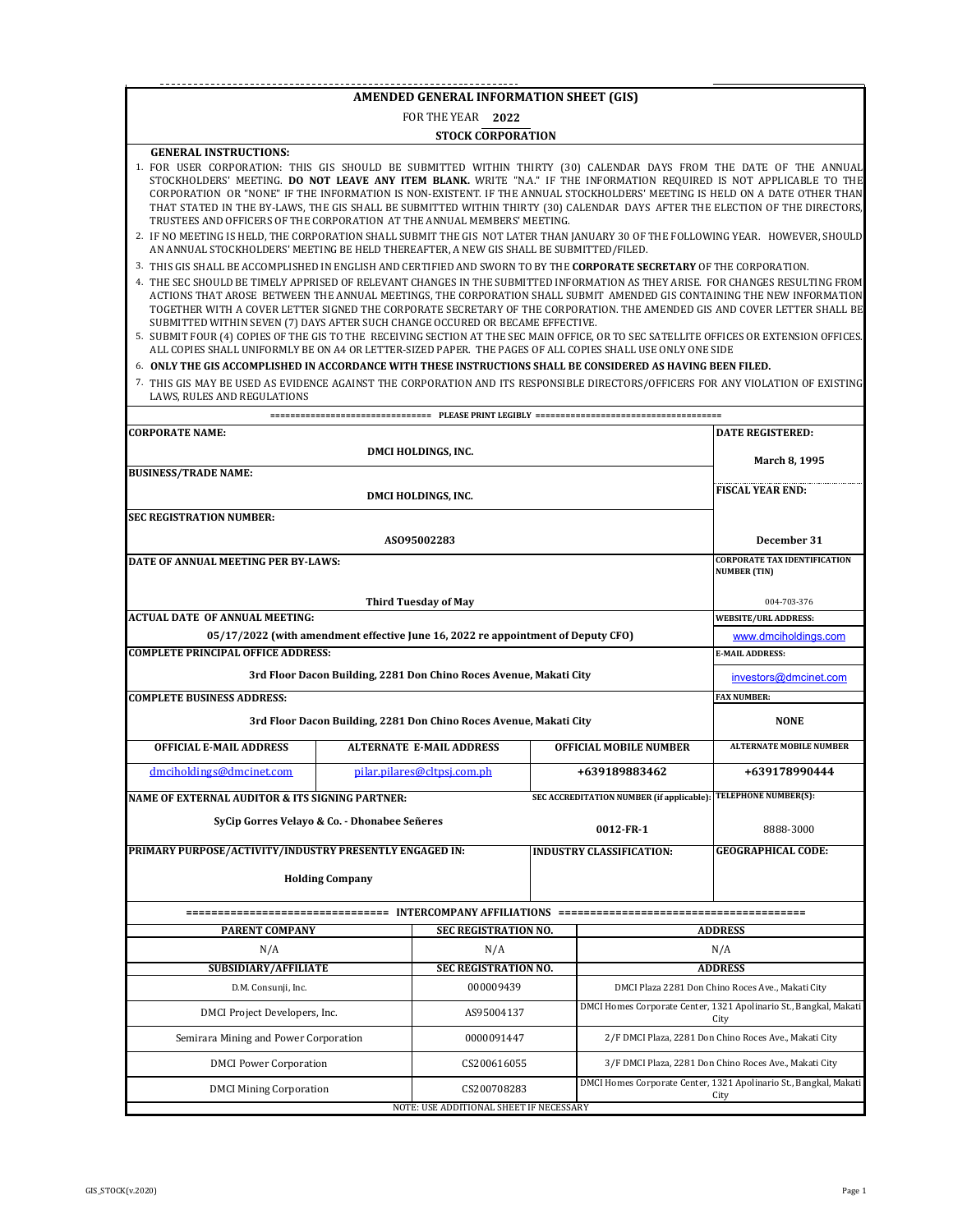# AMENDED GENERAL INFORMATION SHEET (GIS)

FOR THE YEAR **2022**

**STOCK CORPORATION**

**GENERAL INSTRUCTIONS:**

1. FOR USER CORPORATION: THIS GIS SHOULD BE SUBMITTED WITHIN THIRTY (30) CALENDAR DAYS FROM THE DATE OF THE ANNUAL STOCKHOLDERS' MEETING. **DO NOT LEAVE ANY ITEM BLANK.** WRITE "N.A." IF THE INFORMATION REQUIRED IS NOT APPLICABLE TO THE CORPORATION OR "NONE" IF THE INFORMATION IS NON-EXISTENT. IF THE ANNUAL STOCKHOLDERS' MEETING IS HELD ON A DATE OTHER THAN THAT STATED IN THE BY-LAWS, THE GIS SHALL BE SUBMITTED WITHIN THIRTY (30) CALENDAR DAYS AFTER THE ELECTION OF THE DIRECTORS, TRUSTEES AND OFFICERS OF THE CORPORATION AT THE ANNUAL MEMBERS' MEETING.
2. IF NO MEETING IS HELD, THE CORPORATION SHALL SUBMIT THE GIS NOT LATER THAN JANUARY 30 OF THE FOLLOWING YEAR. HOWEVER, SHOULD AN ANNUAL STOCKHOLDERS' MEETING BE HELD THEREAFTER, A NEW GIS SHALL BE SUBMITTED/FILED.
3. THIS GIS SHALL BE ACCOMPLISHED IN ENGLISH AND CERTIFIED AND SWORN TO BY THE **CORPORATE SECRETARY** OF THE CORPORATION.
4. THE SEC SHOULD BE TIMELY APPRISED OF RELEVANT CHANGES IN THE SUBMITTED INFORMATION AS THEY ARISE. FOR CHANGES RESULTING FROM ACTIONS THAT AROSE BETWEEN THE ANNUAL MEETINGS, THE CORPORATION SHALL SUBMIT AMENDED GIS CONTAINING THE NEW INFORMATION TOGETHER WITH A COVER LETTER SIGNED THE CORPORATE SECRETARY OF THE CORPORATION. THE AMENDED GIS AND COVER LETTER SHALL BE SUBMITTED WITHIN SEVEN (7) DAYS AFTER SUCH CHANGE OCCURED OR BECAME EFFECTIVE.
5. SUBMIT FOUR (4) COPIES OF THE GIS TO THE RECEIVING SECTION AT THE SEC MAIN OFFICE, OR TO SEC SATELLITE OFFICES OR EXTENSION OFFICES. ALL COPIES SHALL UNIFORMLY BE ON A4 OR LETTER-SIZED PAPER. THE PAGES OF ALL COPIES SHALL USE ONLY ONE SIDE
6. **ONLY THE GIS ACCOMPLISHED IN ACCORDANCE WITH THESE INSTRUCTIONS SHALL BE CONSIDERED AS HAVING BEEN FILED.**
7. THIS GIS MAY BE USED AS EVIDENCE AGAINST THE CORPORATION AND ITS RESPONSIBLE DIRECTORS/OFFICERS FOR ANY VIOLATION OF EXISTING LAWS, RULES AND REGULATIONS

=============================== PLEASE PRINT LEGIBLY ===================================

| | |
|---|---|
| **CORPORATE NAME:** DMCI HOLDINGS, INC. | **DATE REGISTERED:** March 8, 1995 |
| **BUSINESS/TRADE NAME:** DMCI HOLDINGS, INC. | **FISCAL YEAR END:** December 31 |
| **SEC REGISTRATION NUMBER:** AS095002283 | |
| **DATE OF ANNUAL MEETING PER BY-LAWS:** Third Tuesday of May | **CORPORATE TAX IDENTIFICATION NUMBER (TIN)** 004-703-376 |
| **ACTUAL DATE OF ANNUAL MEETING:** 05/17/2022 (with amendment effective June 16, 2022 re appointment of Deputy CFO) | **WEBSITE/URL ADDRESS:** www.dmciholdings.com |
| **COMPLETE PRINCIPAL OFFICE ADDRESS:** 3rd Floor Dacon Building, 2281 Don Chino Roces Avenue, Makati City | **E-MAIL ADDRESS:** investors@dmcinet.com |
| **COMPLETE BUSINESS ADDRESS:** 3rd Floor Dacon Building, 2281 Don Chino Roces Avenue, Makati City | **FAX NUMBER:** NONE |

| OFFICIAL E-MAIL ADDRESS | ALTERNATE E-MAIL ADDRESS | OFFICIAL MOBILE NUMBER | ALTERNATE MOBILE NUMBER |
|---|---|---|---|
| dmciholdings@dmcinet.com | pilar.pilares@cltpsj.com.ph | +639189883462 | +639178990444 |

| NAME OF EXTERNAL AUDITOR & ITS SIGNING PARTNER: | SEC ACCREDITATION NUMBER (if applicable): | TELEPHONE NUMBER(S): |
|---|---|---|
| SyCip Gorres Velayo & Co. - Dhonabee Señeres | 0012-FR-1 | 8888-3000 |

| PRIMARY PURPOSE/ACTIVITY/INDUSTRY PRESENTLY ENGAGED IN: | INDUSTRY CLASSIFICATION: | GEOGRAPHICAL CODE: |
|---|---|---|
| Holding Company | | |

=============================== INTERCOMPANY AFFILIATIONS ===================================

| PARENT COMPANY | SEC REGISTRATION NO. | ADDRESS |
|---|---|---|
| N/A | N/A | N/A |
| **SUBSIDIARY/AFFILIATE** | **SEC REGISTRATION NO.** | **ADDRESS** |
| D.M. Consunji, Inc. | 000009439 | DMCI Plaza 2281 Don Chino Roces Ave., Makati City |
| DMCI Project Developers, Inc. | AS95004137 | DMCI Homes Corporate Center, 1321 Apolinario St., Bangkal, Makati City |
| Semirara Mining and Power Corporation | 0000091447 | 2/F DMCI Plaza, 2281 Don Chino Roces Ave., Makati City |
| DMCI Power Corporation | CS200616055 | 3/F DMCI Plaza, 2281 Don Chino Roces Ave., Makati City |
| DMCI Mining Corporation | CS200708283 | DMCI Homes Corporate Center, 1321 Apolinario St., Bangkal, Makati City |

NOTE: USE ADDITIONAL SHEET IF NECESSARY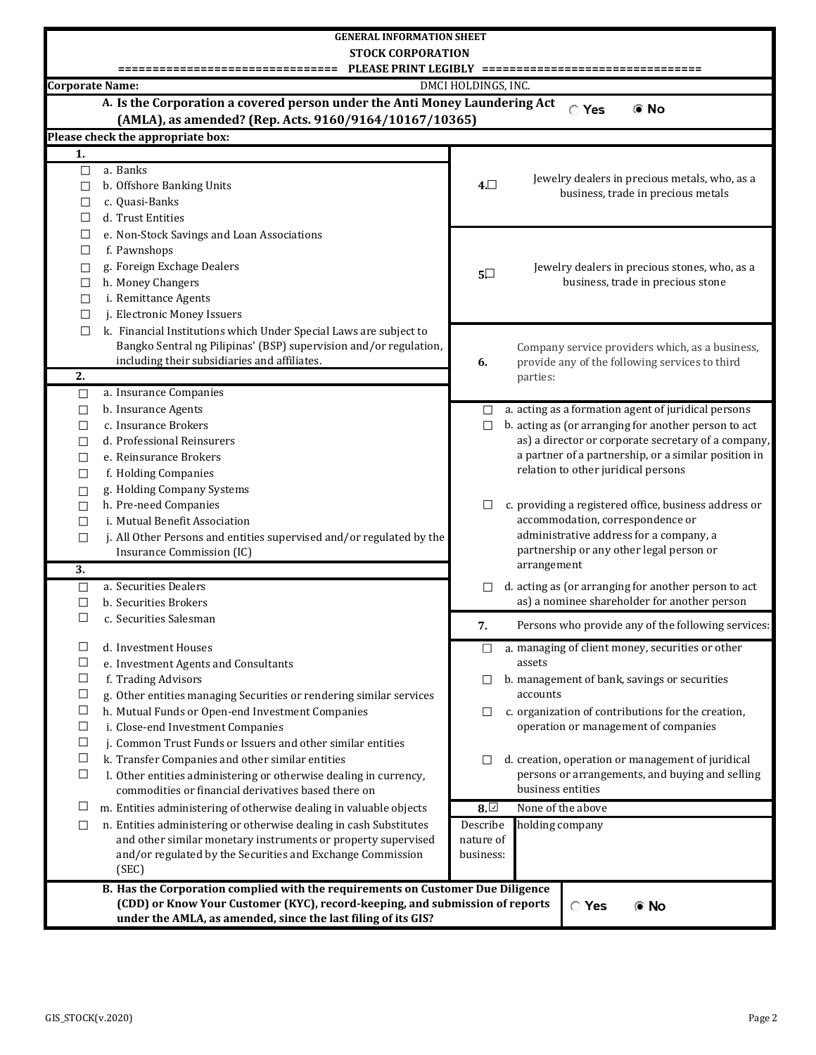**GENERAL INFORMATION SHEET**

**STOCK CORPORATION**

================================ **PLEASE PRINT LEGIBLY** ================================

**Corporate Name:** DMCI HOLDINGS, INC.

**A. Is the Corporation a covered person under the Anti Money Laundering Act (AMLA), as amended? (Rep. Acts. 9160/9164/10167/10365)** ◯ Yes ◉ No

**Please check the appropriate box:**

**1.**

- ☐ a. Banks
- ☐ b. Offshore Banking Units
- ☐ c. Quasi-Banks
- ☐ d. Trust Entities
- ☐ e. Non-Stock Savings and Loan Associations
- ☐ f. Pawnshops
- ☐ g. Foreign Exchage Dealers
- ☐ h. Money Changers
- ☐ i. Remittance Agents
- ☐ j. Electronic Money Issuers
- ☐ k. Financial Institutions which Under Special Laws are subject to Bangko Sentral ng Pilipinas' (BSP) supervision and/or regulation, including their subsidiaries and affiliates.

**2.**

- ☐ a. Insurance Companies
- ☐ b. Insurance Agents
- ☐ c. Insurance Brokers
- ☐ d. Professional Reinsurers
- ☐ e. Reinsurance Brokers
- ☐ f. Holding Companies
- ☐ g. Holding Company Systems
- ☐ h. Pre-need Companies
- ☐ i. Mutual Benefit Association
- ☐ j. All Other Persons and entities supervised and/or regulated by the Insurance Commission (IC)

**3.**

- ☐ a. Securities Dealers
- ☐ b. Securities Brokers
- ☐ c. Securities Salesman
- ☐ d. Investment Houses
- ☐ e. Investment Agents and Consultants
- ☐ f. Trading Advisors
- ☐ g. Other entities managing Securities or rendering similar services
- ☐ h. Mutual Funds or Open-end Investment Companies
- ☐ i. Close-end Investment Companies
- ☐ j. Common Trust Funds or Issuers and other similar entities
- ☐ k. Transfer Companies and other similar entities
- ☐ l. Other entities administering or otherwise dealing in currency, commodities or financial derivatives based there on
- ☐ m. Entities administering of otherwise dealing in valuable objects
- ☐ n. Entities administering or otherwise dealing in cash Substitutes and other similar monetary instruments or property supervised and/or regulated by the Securities and Exchange Commission (SEC)

**4.** ☐ Jewelry dealers in precious metals, who, as a business, trade in precious metals

**5.** ☐ Jewelry dealers in precious stones, who, as a business, trade in precious stone

**6.** Company service providers which, as a business, provide any of the following services to third parties:

- ☐ a. acting as a formation agent of juridical persons
- ☐ b. acting as (or arranging for another person to act as) a director or corporate secretary of a company, a partner of a partnership, or a similar position in relation to other juridical persons
- ☐ c. providing a registered office, business address or accommodation, correspondence or administrative address for a company, a partnership or any other legal person or arrangement
- ☐ d. acting as (or arranging for another person to act as) a nominee shareholder for another person

**7.** Persons who provide any of the following services:

- ☐ a. managing of client money, securities or other assets
- ☐ b. management of bank, savings or securities accounts
- ☐ c. organization of contributions for the creation, operation or management of companies
- ☐ d. creation, operation or management of juridical persons or arrangements, and buying and selling business entities

**8.** ☑ None of the above

Describe nature of business: holding company

**B. Has the Corporation complied with the requirements on Customer Due Diligence (CDD) or Know Your Customer (KYC), record-keeping, and submission of reports under the AMLA, as amended, since the last filing of its GIS?** ◯ Yes ◉ No

GIS_STOCK(v.2020)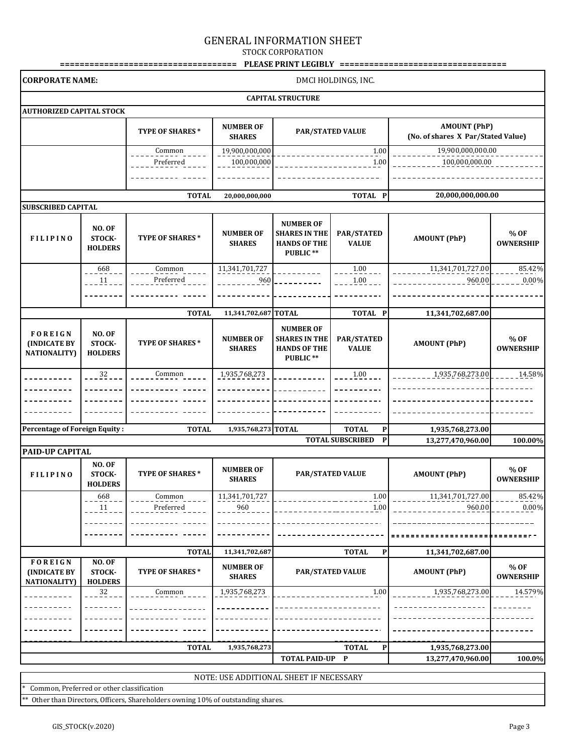# GENERAL INFORMATION SHEET

STOCK CORPORATION

=================================== PLEASE PRINT LEGIBLY =================================

**CORPORATE NAME:** DMCI HOLDINGS, INC.

**CAPITAL STRUCTURE**

**AUTHORIZED CAPITAL STOCK**

| | TYPE OF SHARES * | NUMBER OF SHARES | PAR/STATED VALUE | AMOUNT (PhP) (No. of shares X Par/Stated Value) |
|---|---|---|---|---|
| | Common | 19,900,000,000 | 1.00 | 19,900,000,000.00 |
| | Preferred | 100,000,000 | 1.00 | 100,000,000.00 |
| | **TOTAL** | **20,000,000,000** | **TOTAL P** | **20,000,000,000.00** |

**SUBSCRIBED CAPITAL**

| FILIPINO | NO. OF STOCK-HOLDERS | TYPE OF SHARES * | NUMBER OF SHARES | NUMBER OF SHARES IN THE HANDS OF THE PUBLIC ** | PAR/STATED VALUE | AMOUNT (PhP) | % OF OWNERSHIP |
|---|---|---|---|---|---|---|---|
| | 668 | Common | 11,341,701,727 | | 1.00 | 11,341,701,727.00 | 85.42% |
| | 11 | Preferred | 960 | | 1.00 | 960.00 | 0.00% |
| | | **TOTAL** | **11,341,702,687** | **TOTAL** | **TOTAL P** | **11,341,702,687.00** | |

| FOREIGN (INDICATE BY NATIONALITY) | NO. OF STOCK-HOLDERS | TYPE OF SHARES * | NUMBER OF SHARES | NUMBER OF SHARES IN THE HANDS OF THE PUBLIC ** | PAR/STATED VALUE | AMOUNT (PhP) | % OF OWNERSHIP |
|---|---|---|---|---|---|---|---|
| | 32 | Common | 1,935,768,273 | | 1.00 | 1,935,768,273.00 | 14.58% |
| **Percentage of Foreign Equity :** | | **TOTAL** | **1,935,768,273** | **TOTAL** | **TOTAL P** | **1,935,768,273.00** | |
| | | | | | **TOTAL SUBSCRIBED P** | **13,277,470,960.00** | **100.00%** |

**PAID-UP CAPITAL**

| FILIPINO | NO. OF STOCK-HOLDERS | TYPE OF SHARES * | NUMBER OF SHARES | PAR/STATED VALUE | AMOUNT (PhP) | % OF OWNERSHIP |
|---|---|---|---|---|---|---|
| | 668 | Common | 11,341,701,727 | 1.00 | 11,341,701,727.00 | 85.42% |
| | 11 | Preferred | 960 | 1.00 | 960.00 | 0.00% |
| | | **TOTAL** | **11,341,702,687** | **TOTAL P** | **11,341,702,687.00** | |

| FOREIGN (INDICATE BY NATIONALITY) | NO. OF STOCK-HOLDERS | TYPE OF SHARES * | NUMBER OF SHARES | PAR/STATED VALUE | AMOUNT (PhP) | % OF OWNERSHIP |
|---|---|---|---|---|---|---|
| | 32 | Common | 1,935,768,273 | 1.00 | 1,935,768,273.00 | 14.579% |
| | | **TOTAL** | **1,935,768,273** | **TOTAL P** | **1,935,768,273.00** | |
| | | | | **TOTAL PAID-UP P** | **13,277,470,960.00** | **100.0%** |

NOTE: USE ADDITIONAL SHEET IF NECESSARY

\* Common, Preferred or other classification

** Other than Directors, Officers, Shareholders owning 10% of outstanding shares.

GIS_STOCK(v.2020)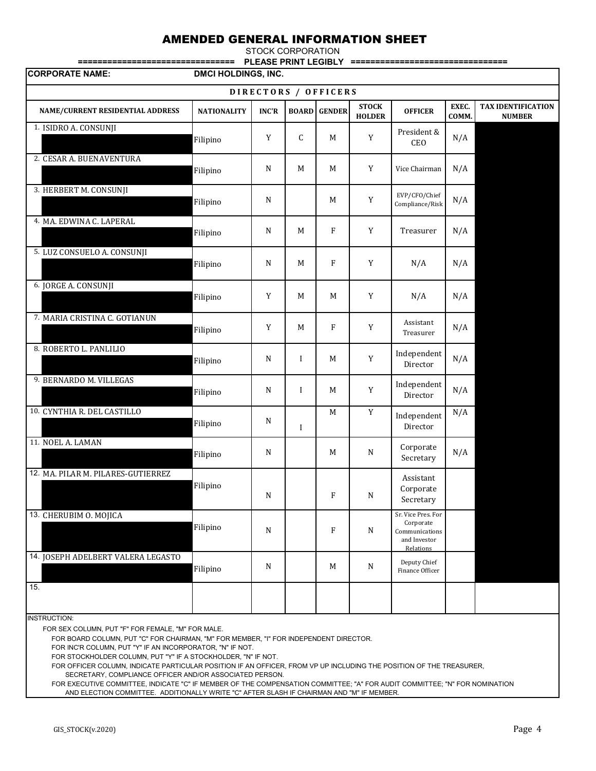# AMENDED GENERAL INFORMATION SHEET

STOCK CORPORATION

=============================== PLEASE PRINT LEGIBLY ===============================

**CORPORATE NAME:** DMCI HOLDINGS, INC.

**DIRECTORS / OFFICERS**

| NAME/CURRENT RESIDENTIAL ADDRESS | NATIONALITY | INC'R | BOARD | GENDER | STOCK HOLDER | OFFICER | EXEC. COMM. | TAX IDENTIFICATION NUMBER |
|---|---|---|---|---|---|---|---|---|
| 1. ISIDRO A. CONSUNJI | Filipino | Y | C | M | Y | President & CEO | N/A | |
| 2. CESAR A. BUENAVENTURA | Filipino | N | M | M | Y | Vice Chairman | N/A | |
| 3. HERBERT M. CONSUNJI | Filipino | N | | M | Y | EVP/CFO/Chief Compliance/Risk | N/A | |
| 4. MA. EDWINA C. LAPERAL | Filipino | N | M | F | Y | Treasurer | N/A | |
| 5. LUZ CONSUELO A. CONSUNJI | Filipino | N | M | F | Y | N/A | N/A | |
| 6. JORGE A. CONSUNJI | Filipino | Y | M | M | Y | N/A | N/A | |
| 7. MARIA CRISTINA C. GOTIANUN | Filipino | Y | M | F | Y | Assistant Treasurer | N/A | |
| 8. ROBERTO L. PANLILIO | Filipino | N | I | M | Y | Independent Director | N/A | |
| 9. BERNARDO M. VILLEGAS | Filipino | N | I | M | Y | Independent Director | N/A | |
| 10. CYNTHIA R. DEL CASTILLO | Filipino | N | I | M | Y | Independent Director | N/A | |
| 11. NOEL A. LAMAN | Filipino | N | | M | N | Corporate Secretary | N/A | |
| 12. MA. PILAR M. PILARES-GUTIERREZ | Filipino | N | | F | N | Assistant Corporate Secretary | | |
| 13. CHERUBIM O. MOJICA | Filipino | N | | F | N | Sr. Vice Pres. For Corporate Communications and Investor Relations | | |
| 14. JOSEPH ADELBERT VALERA LEGASTO | Filipino | N | | M | N | Deputy Chief Finance Officer | | |
| 15. | | | | | | | | |

INSTRUCTION:

FOR SEX COLUMN, PUT "F" FOR FEMALE, "M" FOR MALE.

FOR BOARD COLUMN, PUT "C" FOR CHAIRMAN, "M" FOR MEMBER, "I" FOR INDEPENDENT DIRECTOR.

FOR INC'R COLUMN, PUT "Y" IF AN INCORPORATOR, "N" IF NOT.

FOR STOCKHOLDER COLUMN, PUT "Y" IF A STOCKHOLDER, "N" IF NOT.

FOR OFFICER COLUMN, INDICATE PARTICULAR POSITION IF AN OFFICER, FROM VP UP INCLUDING THE POSITION OF THE TREASURER, SECRETARY, COMPLIANCE OFFICER AND/OR ASSOCIATED PERSON.

FOR EXECUTIVE COMMITTEE, INDICATE "C" IF MEMBER OF THE COMPENSATION COMMITTEE; "A" FOR AUDIT COMMITTEE; "N" FOR NOMINATION AND ELECTION COMMITTEE. ADDITIONALLY WRITE "C" AFTER SLASH IF CHAIRMAN AND "M" IF MEMBER.

GIS_STOCK(v.2020)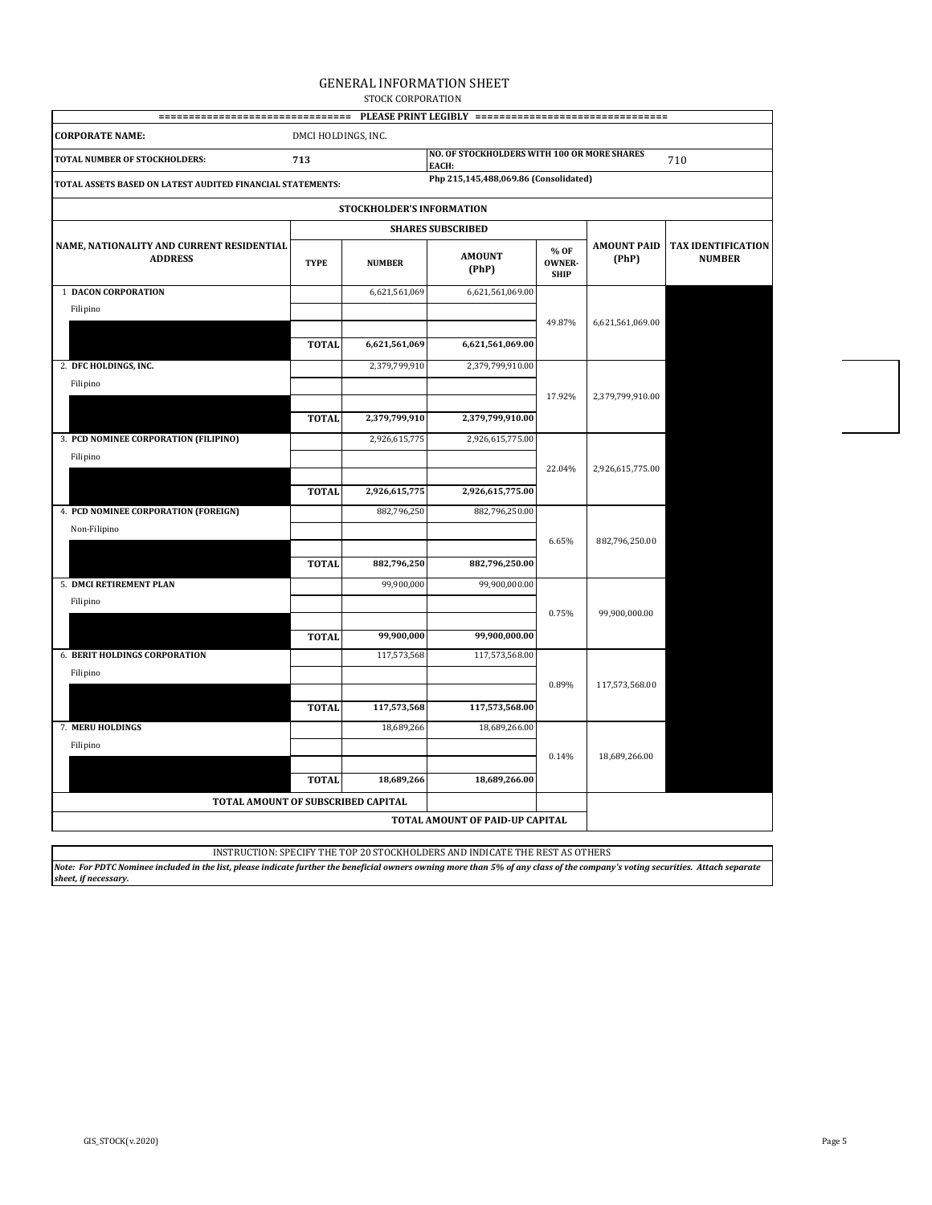# GENERAL INFORMATION SHEET

STOCK CORPORATION

=============================== PLEASE PRINT LEGIBLY ===============================

| | | | |
|---|---|---|---|
| **CORPORATE NAME:** | DMCI HOLDINGS, INC. | | |
| **TOTAL NUMBER OF STOCKHOLDERS:** | 713 | **NO. OF STOCKHOLDERS WITH 100 OR MORE SHARES EACH:** | 710 |
| **TOTAL ASSETS BASED ON LATEST AUDITED FINANCIAL STATEMENTS:** | | **Php 215,145,488,069.86 (Consolidated)** | |

**STOCKHOLDER'S INFORMATION**

| NAME, NATIONALITY AND CURRENT RESIDENTIAL ADDRESS | SHARES SUBSCRIBED | | | % OF OWNER-SHIP | AMOUNT PAID (PhP) | TAX IDENTIFICATION NUMBER |
|---|---|---|---|---|---|---|
| | TYPE | NUMBER | AMOUNT (PhP) | | | |
| 1 **DACON CORPORATION** | | 6,621,561,069 | 6,621,561,069.00 | 49.87% | 6,621,561,069.00 | |
| Filipino | | | | | | |
| | **TOTAL** | **6,621,561,069** | **6,621,561,069.00** | | | |
| 2. **DFC HOLDINGS, INC.** | | 2,379,799,910 | 2,379,799,910.00 | 17.92% | 2,379,799,910.00 | |
| Filipino | | | | | | |
| | **TOTAL** | **2,379,799,910** | **2,379,799,910.00** | | | |
| 3. **PCD NOMINEE CORPORATION (FILIPINO)** | | 2,926,615,775 | 2,926,615,775.00 | 22.04% | 2,926,615,775.00 | |
| Filipino | | | | | | |
| | **TOTAL** | **2,926,615,775** | **2,926,615,775.00** | | | |
| 4. **PCD NOMINEE CORPORATION (FOREIGN)** | | 882,796,250 | 882,796,250.00 | 6.65% | 882,796,250.00 | |
| Non-Filipino | | | | | | |
| | **TOTAL** | **882,796,250** | **882,796,250.00** | | | |
| 5. **DMCI RETIREMENT PLAN** | | 99,900,000 | 99,900,000.00 | 0.75% | 99,900,000.00 | |
| Filipino | | | | | | |
| | **TOTAL** | **99,900,000** | **99,900,000.00** | | | |
| 6. **BERIT HOLDINGS CORPORATION** | | 117,573,568 | 117,573,568.00 | 0.89% | 117,573,568.00 | |
| Filipino | | | | | | |
| | **TOTAL** | **117,573,568** | **117,573,568.00** | | | |
| 7. **MERU HOLDINGS** | | 18,689,266 | 18,689,266.00 | 0.14% | 18,689,266.00 | |
| Filipino | | | | | | |
| | **TOTAL** | **18,689,266** | **18,689,266.00** | | | |
| **TOTAL AMOUNT OF SUBSCRIBED CAPITAL** | | | | | | |
| **TOTAL AMOUNT OF PAID-UP CAPITAL** | | | | | | |

INSTRUCTION: SPECIFY THE TOP 20 STOCKHOLDERS AND INDICATE THE REST AS OTHERS

***Note: For PDTC Nominee included in the list, please indicate further the beneficial owners owning more than 5% of any class of the company's voting securities. Attach separate sheet, if necessary.***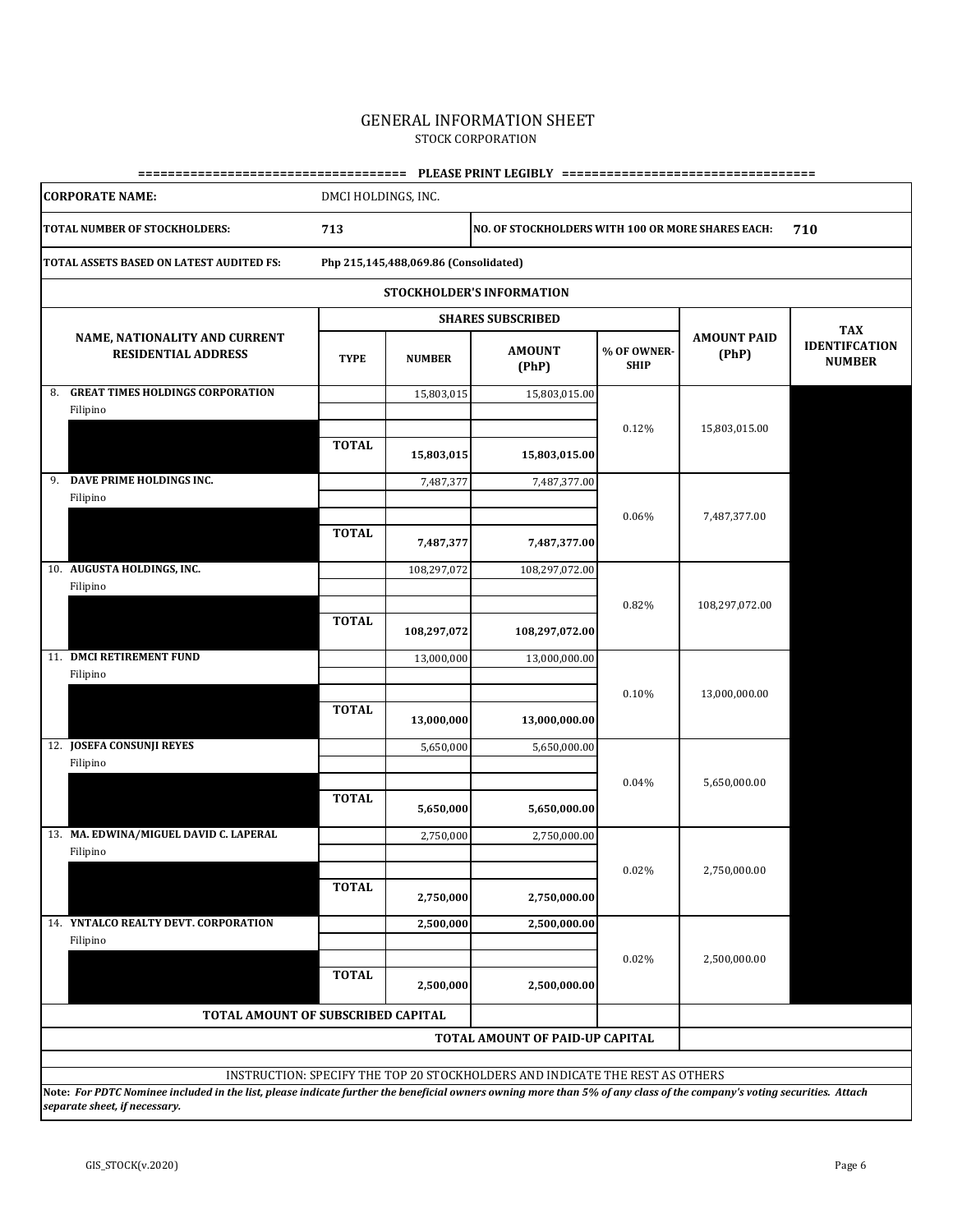# GENERAL INFORMATION SHEET

STOCK CORPORATION

=================================== PLEASE PRINT LEGIBLY =================================

| CORPORATE NAME: | DMCI HOLDINGS, INC. | | | | | |
|---|---|---|---|---|---|---|
| TOTAL NUMBER OF STOCKHOLDERS: | 713 | | NO. OF STOCKHOLDERS WITH 100 OR MORE SHARES EACH: | | 710 | |
| TOTAL ASSETS BASED ON LATEST AUDITED FS: | Php 215,145,488,069.86 (Consolidated) | | | | | |

**STOCKHOLDER'S INFORMATION**

| NAME, NATIONALITY AND CURRENT RESIDENTIAL ADDRESS | SHARES SUBSCRIBED | | | | AMOUNT PAID (PhP) | TAX IDENTIFCATION NUMBER |
|---|---|---|---|---|---|---|
| | TYPE | NUMBER | AMOUNT (PhP) | % OF OWNER-SHIP | | |
| 8. **GREAT TIMES HOLDINGS CORPORATION** Filipino | | 15,803,015 | 15,803,015.00 | 0.12% | 15,803,015.00 | |
| | **TOTAL** | **15,803,015** | **15,803,015.00** | | | |
| 9. **DAVE PRIME HOLDINGS INC.** Filipino | | 7,487,377 | 7,487,377.00 | 0.06% | 7,487,377.00 | |
| | **TOTAL** | **7,487,377** | **7,487,377.00** | | | |
| 10. **AUGUSTA HOLDINGS, INC.** Filipino | | 108,297,072 | 108,297,072.00 | 0.82% | 108,297,072.00 | |
| | **TOTAL** | **108,297,072** | **108,297,072.00** | | | |
| 11. **DMCI RETIREMENT FUND** Filipino | | 13,000,000 | 13,000,000.00 | 0.10% | 13,000,000.00 | |
| | **TOTAL** | **13,000,000** | **13,000,000.00** | | | |
| 12. **JOSEFA CONSUNJI REYES** Filipino | | 5,650,000 | 5,650,000.00 | 0.04% | 5,650,000.00 | |
| | **TOTAL** | **5,650,000** | **5,650,000.00** | | | |
| 13. **MA. EDWINA/MIGUEL DAVID C. LAPERAL** Filipino | | 2,750,000 | 2,750,000.00 | 0.02% | 2,750,000.00 | |
| | **TOTAL** | **2,750,000** | **2,750,000.00** | | | |
| 14. **YNTALCO REALTY DEVT. CORPORATION** Filipino | | **2,500,000** | **2,500,000.00** | 0.02% | 2,500,000.00 | |
| | **TOTAL** | **2,500,000** | **2,500,000.00** | | | |
| **TOTAL AMOUNT OF SUBSCRIBED CAPITAL** | | | | | | |
| | | | **TOTAL AMOUNT OF PAID-UP CAPITAL** | | | |

INSTRUCTION: SPECIFY THE TOP 20 STOCKHOLDERS AND INDICATE THE REST AS OTHERS

***Note: For PDTC Nominee included in the list, please indicate further the beneficial owners owning more than 5% of any class of the company's voting securities. Attach separate sheet, if necessary.***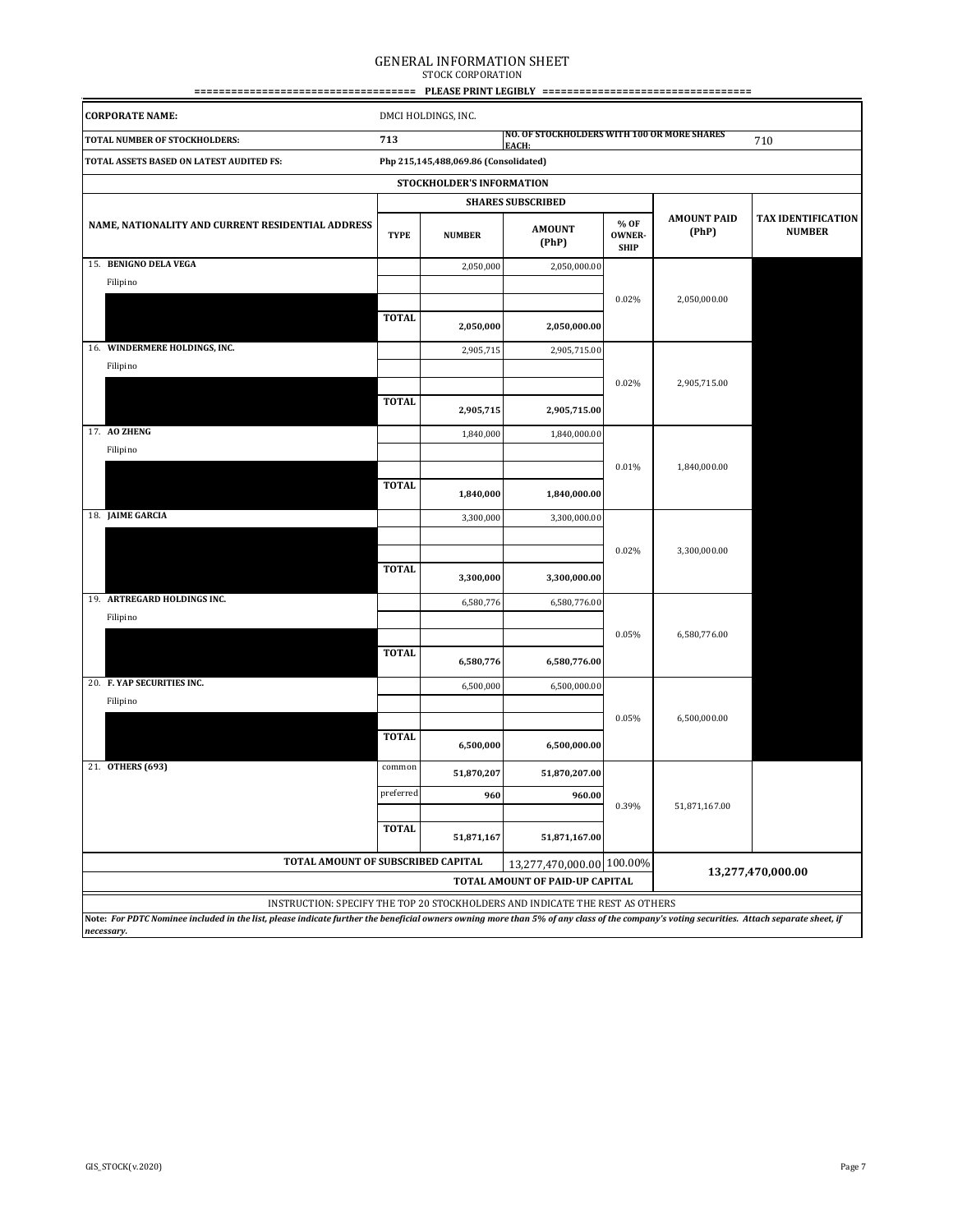# GENERAL INFORMATION SHEET

STOCK CORPORATION

=================================== PLEASE PRINT LEGIBLY ===================================

| CORPORATE NAME: | DMCI HOLDINGS, INC. | | |
|---|---|---|---|
| TOTAL NUMBER OF STOCKHOLDERS: | 713 | NO. OF STOCKHOLDERS WITH 100 OR MORE SHARES EACH: | 710 |
| TOTAL ASSETS BASED ON LATEST AUDITED FS: | Php 215,145,488,069.86 (Consolidated) | | |

**STOCKHOLDER'S INFORMATION**

| NAME, NATIONALITY AND CURRENT RESIDENTIAL ADDRESS | SHARES SUBSCRIBED | | | | AMOUNT PAID (PhP) | TAX IDENTIFICATION NUMBER |
|---|---|---|---|---|---|---|
| | TYPE | NUMBER | AMOUNT (PhP) | % OF OWNER-SHIP | | |
| 15. **BENIGNO DELA VEGA** | | 2,050,000 | 2,050,000.00 | 0.02% | 2,050,000.00 | |
| Filipino | | | | | | |
| | **TOTAL** | **2,050,000** | **2,050,000.00** | | | |
| 16. **WINDERMERE HOLDINGS, INC.** | | 2,905,715 | 2,905,715.00 | 0.02% | 2,905,715.00 | |
| Filipino | | | | | | |
| | **TOTAL** | **2,905,715** | **2,905,715.00** | | | |
| 17. **AO ZHENG** | | 1,840,000 | 1,840,000.00 | 0.01% | 1,840,000.00 | |
| Filipino | | | | | | |
| | **TOTAL** | **1,840,000** | **1,840,000.00** | | | |
| 18. **JAIME GARCIA** | | 3,300,000 | 3,300,000.00 | 0.02% | 3,300,000.00 | |
| | **TOTAL** | **3,300,000** | **3,300,000.00** | | | |
| 19. **ARTREGARD HOLDINGS INC.** | | 6,580,776 | 6,580,776.00 | 0.05% | 6,580,776.00 | |
| Filipino | | | | | | |
| | **TOTAL** | **6,580,776** | **6,580,776.00** | | | |
| 20. **F. YAP SECURITIES INC.** | | 6,500,000 | 6,500,000.00 | 0.05% | 6,500,000.00 | |
| Filipino | | | | | | |
| | **TOTAL** | **6,500,000** | **6,500,000.00** | | | |
| 21. **OTHERS (693)** | common | **51,870,207** | **51,870,207.00** | 0.39% | 51,871,167.00 | |
| | preferred | **960** | **960.00** | | | |
| | **TOTAL** | **51,871,167** | **51,871,167.00** | | | |
| **TOTAL AMOUNT OF SUBSCRIBED CAPITAL** | | | 13,277,470,000.00 | 100.00% | **13,277,470,000.00** | |
| | | | **TOTAL AMOUNT OF PAID-UP CAPITAL** | | | |

INSTRUCTION: SPECIFY THE TOP 20 STOCKHOLDERS AND INDICATE THE REST AS OTHERS

**Note:** ***For PDTC Nominee included in the list, please indicate further the beneficial owners owning more than 5% of any class of the company's voting securities. Attach separate sheet, if necessary.***

GIS_STOCK(v.2020)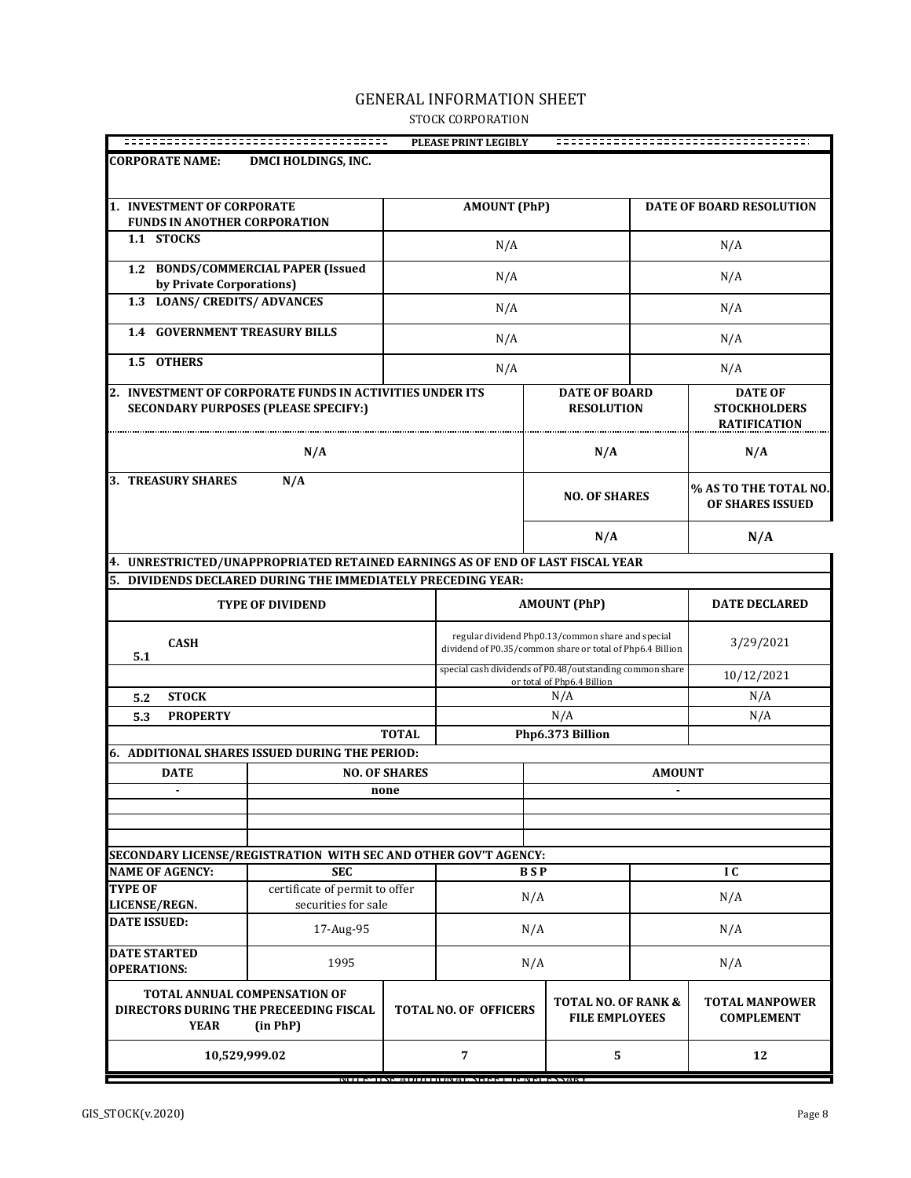# GENERAL INFORMATION SHEET

STOCK CORPORATION

PLEASE PRINT LEGIBLY

**CORPORATE NAME:** DMCI HOLDINGS, INC.

| 1. INVESTMENT OF CORPORATE FUNDS IN ANOTHER CORPORATION | AMOUNT (PhP) | DATE OF BOARD RESOLUTION |
|---|---|---|
| 1.1 STOCKS | N/A | N/A |
| 1.2 BONDS/COMMERCIAL PAPER (Issued by Private Corporations) | N/A | N/A |
| 1.3 LOANS/ CREDITS/ ADVANCES | N/A | N/A |
| 1.4 GOVERNMENT TREASURY BILLS | N/A | N/A |
| 1.5 OTHERS | N/A | N/A |

| 2. INVESTMENT OF CORPORATE FUNDS IN ACTIVITIES UNDER ITS SECONDARY PURPOSES (PLEASE SPECIFY:) | DATE OF BOARD RESOLUTION | DATE OF STOCKHOLDERS RATIFICATION |
|---|---|---|
| N/A | N/A | N/A |

| 3. TREASURY SHARES N/A | NO. OF SHARES | % AS TO THE TOTAL NO. OF SHARES ISSUED |
|---|---|---|
| | N/A | N/A |

**4. UNRESTRICTED/UNAPPROPRIATED RETAINED EARNINGS AS OF END OF LAST FISCAL YEAR**

**5. DIVIDENDS DECLARED DURING THE IMMEDIATELY PRECEDING YEAR:**

| TYPE OF DIVIDEND | | AMOUNT (PhP) | DATE DECLARED |
|---|---|---|---|
| 5.1 | CASH | regular dividend Php0.13/common share and special dividend of P0.35/common share or total of Php6.4 Billion | 3/29/2021 |
| | | special cash dividends of P0.48/outstanding common share or total of Php6.4 Billion | 10/12/2021 |
| 5.2 | STOCK | N/A | N/A |
| 5.3 | PROPERTY | N/A | N/A |
| | TOTAL | Php6.373 Billion | |

**6. ADDITIONAL SHARES ISSUED DURING THE PERIOD:**

| DATE | NO. OF SHARES | AMOUNT |
|---|---|---|
| - | none | - |
| | | |
| | | |
| | | |

**SECONDARY LICENSE/REGISTRATION WITH SEC AND OTHER GOV'T AGENCY:**

| NAME OF AGENCY: | SEC | B S P | I C |
|---|---|---|---|
| TYPE OF LICENSE/REGN. | certificate of permit to offer securities for sale | N/A | N/A |
| DATE ISSUED: | 17-Aug-95 | N/A | N/A |
| DATE STARTED OPERATIONS: | 1995 | N/A | N/A |

| TOTAL ANNUAL COMPENSATION OF DIRECTORS DURING THE PRECEEDING FISCAL YEAR (in PhP) | TOTAL NO. OF OFFICERS | TOTAL NO. OF RANK & FILE EMPLOYEES | TOTAL MANPOWER COMPLEMENT |
|---|---|---|---|
| 10,529,999.02 | 7 | 5 | 12 |

NOTE: USE ADDITIONAL SHEET IF NECESSARY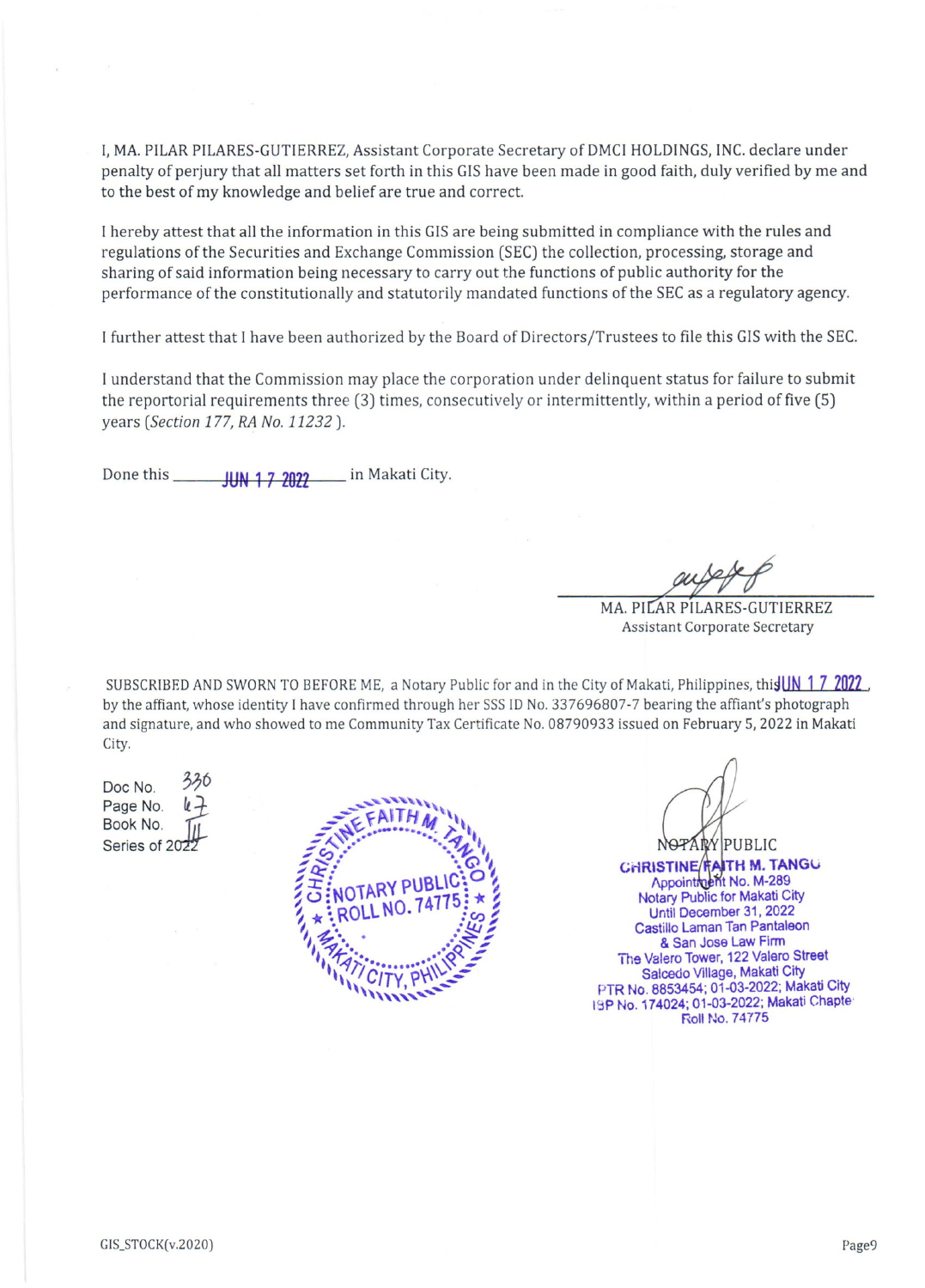I, MA. PILAR PILARES-GUTIERREZ, Assistant Corporate Secretary of DMCI HOLDINGS, INC. declare under penalty of perjury that all matters set forth in this GIS have been made in good faith, duly verified by me and to the best of my knowledge and belief are true and correct.

I hereby attest that all the information in this GIS are being submitted in compliance with the rules and regulations of the Securities and Exchange Commission (SEC) the collection, processing, storage and sharing of said information being necessary to carry out the functions of public authority for the performance of the constitutionally and statutorily mandated functions of the SEC as a regulatory agency.

I further attest that I have been authorized by the Board of Directors/Trustees to file this GIS with the SEC.

I understand that the Commission may place the corporation under delinquent status for failure to submit the reportorial requirements three (3) times, consecutively or intermittently, within a period of five (5) years (*Section 177, RA No. 11232* ).

Done this JUN 17 2022 in Makati City.

MA. PILAR PILARES-GUTIERREZ
Assistant Corporate Secretary

SUBSCRIBED AND SWORN TO BEFORE ME, a Notary Public for and in the City of Makati, Philippines, this JUN 17 2022, by the affiant, whose identity I have confirmed through her SSS ID No. 337696807-7 bearing the affiant's photograph and signature, and who showed to me Community Tax Certificate No. 08790933 issued on February 5, 2022 in Makati City.

Doc No. 336
Page No. 67
Book No. III
Series of 2022

CHRISTINE FAITH M. TANGO
NOTARY PUBLIC
ROLL NO. 74775
MAKATI CITY, PHILIPPINES

NOTARY PUBLIC
**CHRISTINE FAITH M. TANGO**
Appointment No. M-289
Notary Public for Makati City
Until December 31, 2022
Castillo Laman Tan Pantaleon
& San Jose Law Firm
The Valero Tower, 122 Valero Street
Salcedo Village, Makati City
PTR No. 8853454; 01-03-2022; Makati City
IBP No. 174024; 01-03-2022; Makati Chapter
Roll No. 74775

GIS_STOCK(v.2020)